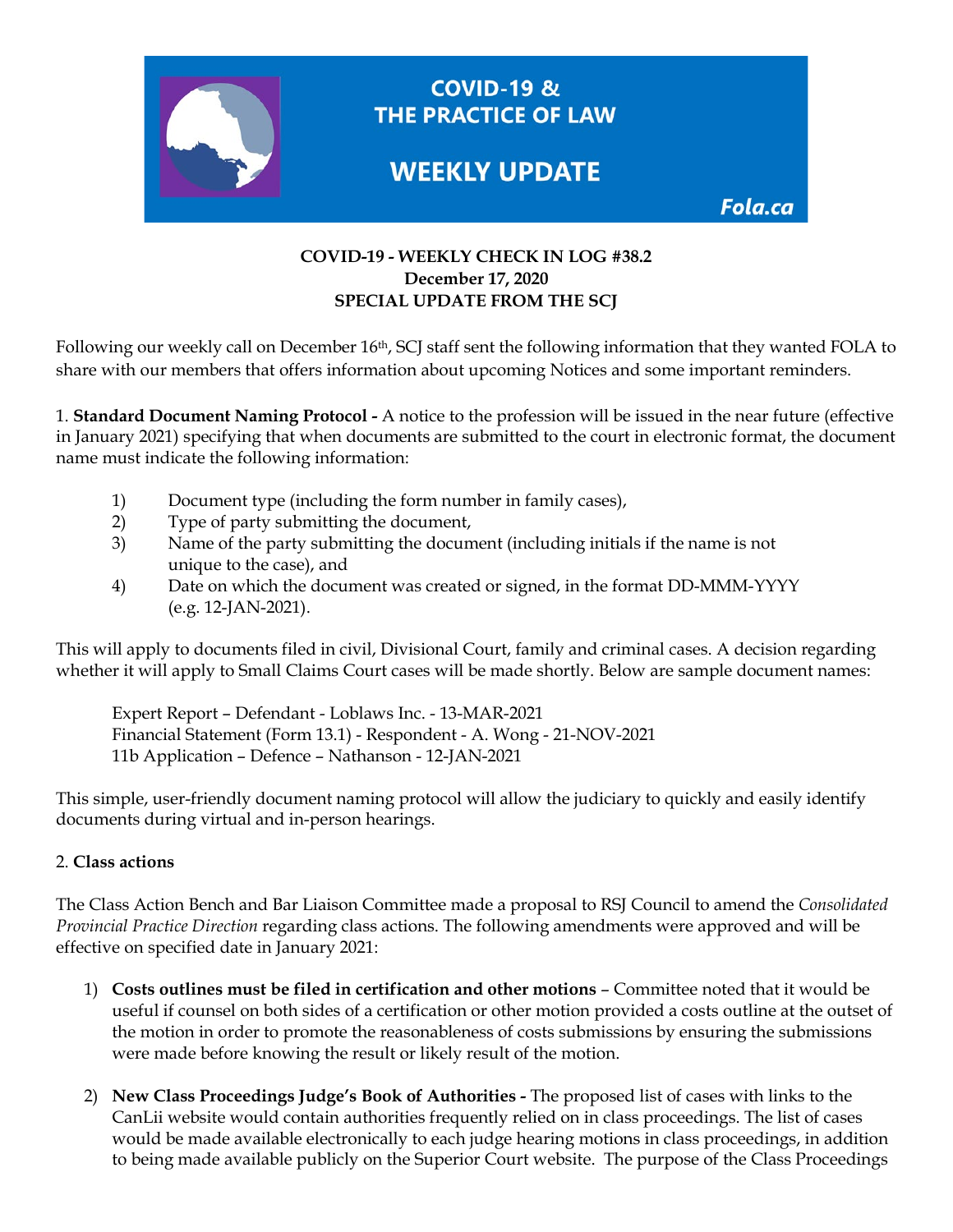# COVID-19 & THE PRACTICE OF LAW

## WEEKLY UPDATE

Fola.ca

**COVID-19 - WEEKLY CHECK IN LOG #38.2**
**December 17, 2020**
**SPECIAL UPDATE FROM THE SCJ**

Following our weekly call on December 16th, SCJ staff sent the following information that they wanted FOLA to share with our members that offers information about upcoming Notices and some important reminders.

1. **Standard Document Naming Protocol -** A notice to the profession will be issued in the near future (effective in January 2021) specifying that when documents are submitted to the court in electronic format, the document name must indicate the following information:

1) Document type (including the form number in family cases),
2) Type of party submitting the document,
3) Name of the party submitting the document (including initials if the name is not unique to the case), and
4) Date on which the document was created or signed, in the format DD-MMM-YYYY (e.g. 12-JAN-2021).

This will apply to documents filed in civil, Divisional Court, family and criminal cases. A decision regarding whether it will apply to Small Claims Court cases will be made shortly. Below are sample document names:

Expert Report – Defendant - Loblaws Inc. - 13-MAR-2021
Financial Statement (Form 13.1) - Respondent - A. Wong - 21-NOV-2021
11b Application – Defence – Nathanson - 12-JAN-2021

This simple, user-friendly document naming protocol will allow the judiciary to quickly and easily identify documents during virtual and in-person hearings.

2. **Class actions**

The Class Action Bench and Bar Liaison Committee made a proposal to RSJ Council to amend the *Consolidated Provincial Practice Direction* regarding class actions. The following amendments were approved and will be effective on specified date in January 2021:

1) **Costs outlines must be filed in certification and other motions** – Committee noted that it would be useful if counsel on both sides of a certification or other motion provided a costs outline at the outset of the motion in order to promote the reasonableness of costs submissions by ensuring the submissions were made before knowing the result or likely result of the motion.

2) **New Class Proceedings Judge's Book of Authorities -** The proposed list of cases with links to the CanLii website would contain authorities frequently relied on in class proceedings. The list of cases would be made available electronically to each judge hearing motions in class proceedings, in addition to being made available publicly on the Superior Court website. The purpose of the Class Proceedings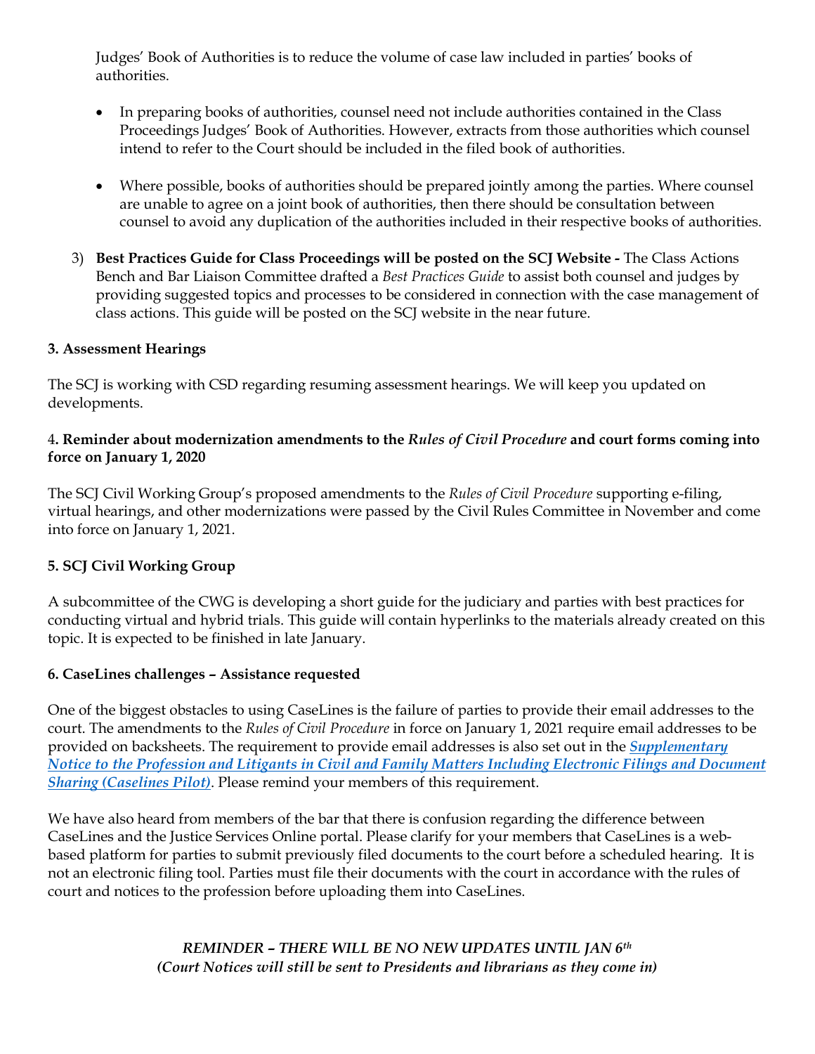Judges' Book of Authorities is to reduce the volume of case law included in parties' books of authorities.

- In preparing books of authorities, counsel need not include authorities contained in the Class Proceedings Judges' Book of Authorities. However, extracts from those authorities which counsel intend to refer to the Court should be included in the filed book of authorities.

- Where possible, books of authorities should be prepared jointly among the parties. Where counsel are unable to agree on a joint book of authorities, then there should be consultation between counsel to avoid any duplication of the authorities included in their respective books of authorities.

3) **Best Practices Guide for Class Proceedings will be posted on the SCJ Website -** The Class Actions Bench and Bar Liaison Committee drafted a *Best Practices Guide* to assist both counsel and judges by providing suggested topics and processes to be considered in connection with the case management of class actions. This guide will be posted on the SCJ website in the near future.

**3. Assessment Hearings**

The SCJ is working with CSD regarding resuming assessment hearings. We will keep you updated on developments.

**4. Reminder about modernization amendments to the *Rules of Civil Procedure* and court forms coming into force on January 1, 2020**

The SCJ Civil Working Group's proposed amendments to the *Rules of Civil Procedure* supporting e-filing, virtual hearings, and other modernizations were passed by the Civil Rules Committee in November and come into force on January 1, 2021.

**5. SCJ Civil Working Group**

A subcommittee of the CWG is developing a short guide for the judiciary and parties with best practices for conducting virtual and hybrid trials. This guide will contain hyperlinks to the materials already created on this topic. It is expected to be finished in late January.

**6. CaseLines challenges – Assistance requested**

One of the biggest obstacles to using CaseLines is the failure of parties to provide their email addresses to the court. The amendments to the *Rules of Civil Procedure* in force on January 1, 2021 require email addresses to be provided on backsheets. The requirement to provide email addresses is also set out in the ***Supplementary Notice to the Profession and Litigants in Civil and Family Matters Including Electronic Filings and Document Sharing (Caselines Pilot)***. Please remind your members of this requirement.

We have also heard from members of the bar that there is confusion regarding the difference between CaseLines and the Justice Services Online portal. Please clarify for your members that CaseLines is a web-based platform for parties to submit previously filed documents to the court before a scheduled hearing. It is not an electronic filing tool. Parties must file their documents with the court in accordance with the rules of court and notices to the profession before uploading them into CaseLines.

***REMINDER – THERE WILL BE NO NEW UPDATES UNTIL JAN 6th***
***(Court Notices will still be sent to Presidents and librarians as they come in)***